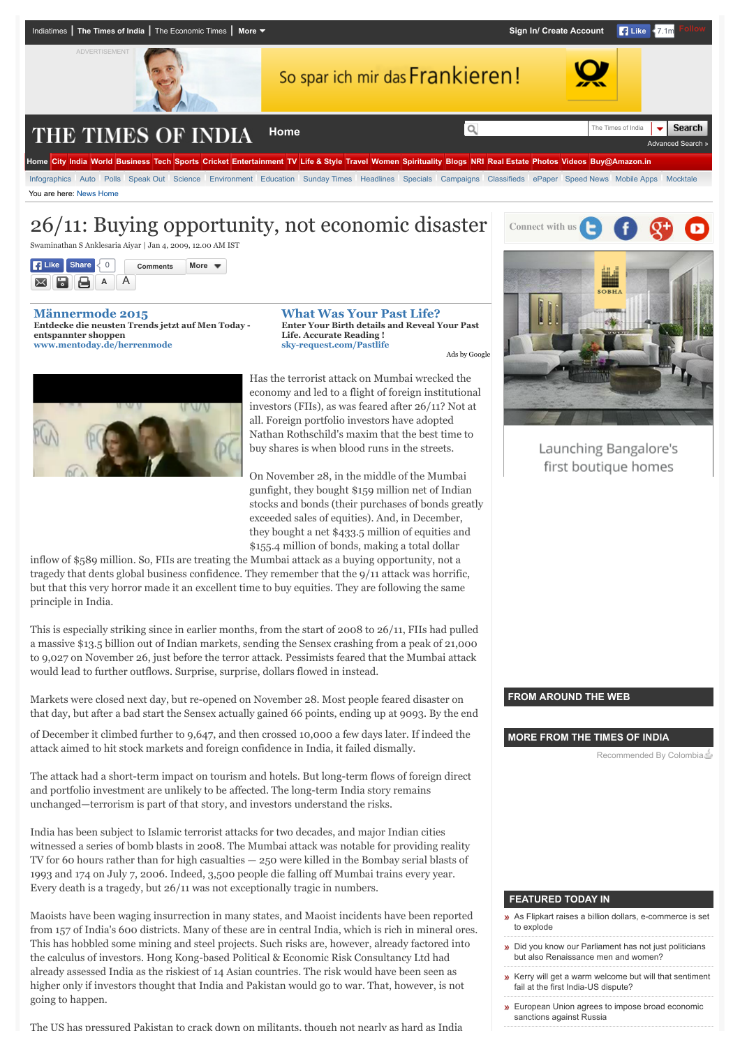# 26/11: Buying opportunity, not economic disaster

Swaminathan S Anklesaria Aiyar | Jan 4, 2009, 12.00 AM IST

Has the terrorist attack on Mumbai wrecked the economy and led to a flight of foreign institutional investors (FIIs), as was feared after 26/11? Not at all. Foreign portfolio investors have adopted Nathan Rothschild's maxim that the best time to buy shares is when blood runs in the streets.

On November 28, in the middle of the Mumbai gunfight, they bought $159 million net of Indian stocks and bonds (their purchases of bonds greatly exceeded sales of equities). And, in December, they bought a net $433.5 million of equities and $155.4 million of bonds, making a total dollar inflow of $589 million. So, FIIs are treating the Mumbai attack as a buying opportunity, not a tragedy that dents global business confidence. They remember that the 9/11 attack was horrific, but that this very horror made it an excellent time to buy equities. They are following the same principle in India.

This is especially striking since in earlier months, from the start of 2008 to 26/11, FIIs had pulled a massive $13.5 billion out of Indian markets, sending the Sensex crashing from a peak of 21,000 to 9,027 on November 26, just before the terror attack. Pessimists feared that the Mumbai attack would lead to further outflows. Surprise, surprise, dollars flowed in instead.

Markets were closed next day, but re-opened on November 28. Most people feared disaster on that day, but after a bad start the Sensex actually gained 66 points, ending up at 9093. By the end of December it climbed further to 9,647, and then crossed 10,000 a few days later. If indeed the attack aimed to hit stock markets and foreign confidence in India, it failed dismally.

The attack had a short-term impact on tourism and hotels. But long-term flows of foreign direct and portfolio investment are unlikely to be affected. The long-term India story remains unchanged—terrorism is part of that story, and investors understand the risks.

India has been subject to Islamic terrorist attacks for two decades, and major Indian cities witnessed a series of bomb blasts in 2008. The Mumbai attack was notable for providing reality TV for 60 hours rather than for high casualties — 250 were killed in the Bombay serial blasts of 1993 and 174 on July 7, 2006. Indeed, 3,500 people die falling off Mumbai trains every year. Every death is a tragedy, but 26/11 was not exceptionally tragic in numbers.

Maoists have been waging insurrection in many states, and Maoist incidents have been reported from 157 of India's 600 districts. Many of these are in central India, which is rich in mineral ores. This has hobbled some mining and steel projects. Such risks are, however, already factored into the calculus of investors. Hong Kong-based Political & Economic Risk Consultancy Ltd had already assessed India as the riskiest of 14 Asian countries. The risk would have been seen as higher only if investors thought that India and Pakistan would go to war. That, however, is not going to happen.

The US has pressured Pakistan to crack down on militants, though not nearly as hard as India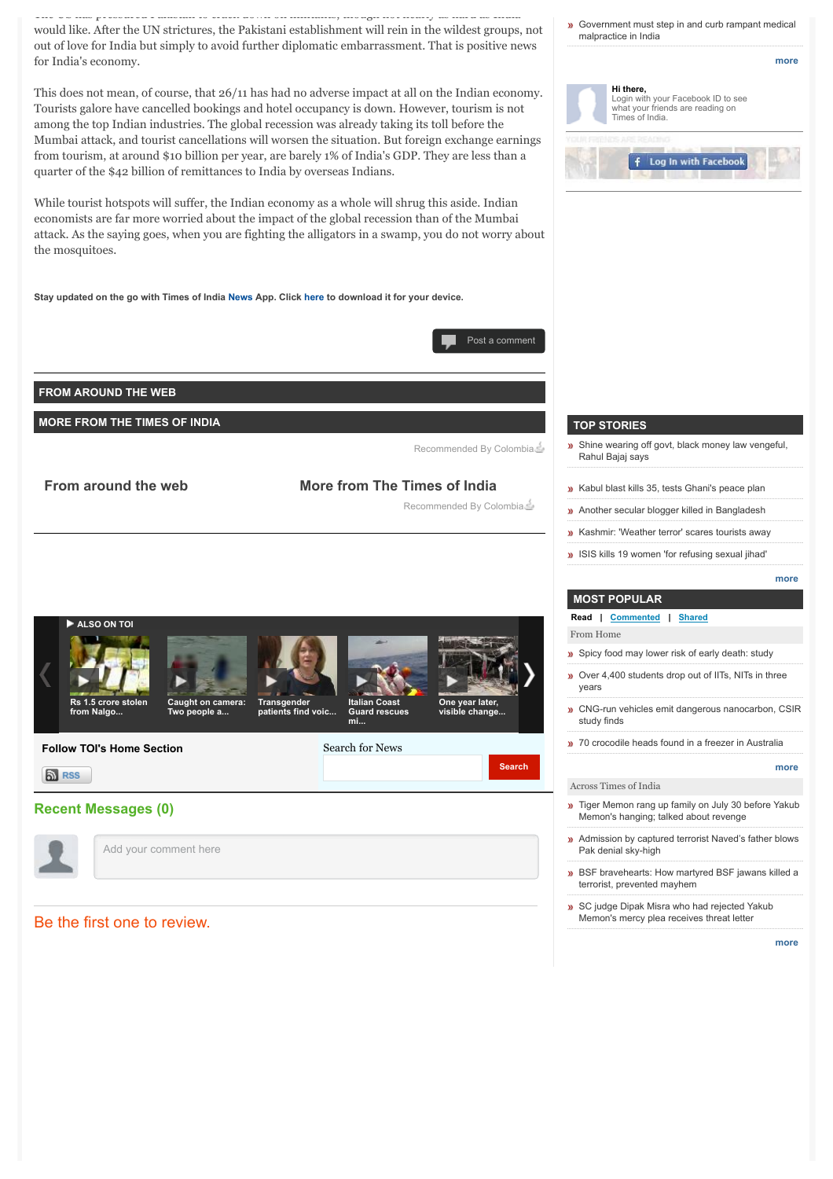would like. After the UN strictures, the Pakistani establishment will rein in the wildest groups, not out of love for India but simply to avoid further diplomatic embarrassment. That is positive news for India's economy.

This does not mean, of course, that 26/11 has had no adverse impact at all on the Indian economy. Tourists galore have cancelled bookings and hotel occupancy is down. However, tourism is not among the top Indian industries. The global recession was already taking its toll before the Mumbai attack, and tourist cancellations will worsen the situation. But foreign exchange earnings from tourism, at around $10 billion per year, are barely 1% of India's GDP. They are less than a quarter of the $42 billion of remittances to India by overseas Indians.

While tourist hotspots will suffer, the Indian economy as a whole will shrug this aside. Indian economists are far more worried about the impact of the global recession than of the Mumbai attack. As the saying goes, when you are fighting the alligators in a swamp, you do not worry about the mosquitoes.

**Stay updated on the go with Times of India News App. Click here to download it for your device.**

Post a comment

## FROM AROUND THE WEB

## MORE FROM THE TIMES OF INDIA

Recommended By Colombia

### From around the web

### More from The Times of India

Recommended By Colombia

ALSO ON TOI

- Rs 1.5 crore stolen from Nalgo...
- Caught on camera: Two people a...
- Transgender patients find voic...
- Italian Coast Guard rescues mi...
- One year later, visible change...

Follow TOI's Home Section

RSS

Search for News

Search

## Recent Messages (0)

Add your comment here

Be the first one to review.

- Government must step in and curb rampant medical malpractice in India

more

**Hi there,**
Login with your Facebook ID to see what your friends are reading on Times of India.

YOUR FRIENDS ARE READING

Log In with Facebook

## TOP STORIES

- Shine wearing off govt, black money law vengeful, Rahul Bajaj says
- Kabul blast kills 35, tests Ghani's peace plan
- Another secular blogger killed in Bangladesh
- Kashmir: 'Weather terror' scares tourists away
- ISIS kills 19 women 'for refusing sexual jihad'

more

## MOST POPULAR

**Read** | Commented | Shared

From Home

- Spicy food may lower risk of early death: study
- Over 4,400 students drop out of IITs, NITs in three years
- CNG-run vehicles emit dangerous nanocarbon, CSIR study finds
- 70 crocodile heads found in a freezer in Australia

more

Across Times of India

- Tiger Memon rang up family on July 30 before Yakub Memon's hanging; talked about revenge
- Admission by captured terrorist Naved's father blows Pak denial sky-high
- BSF bravehearts: How martyred BSF jawans killed a terrorist, prevented mayhem
- SC judge Dipak Misra who had rejected Yakub Memon's mercy plea receives threat letter

more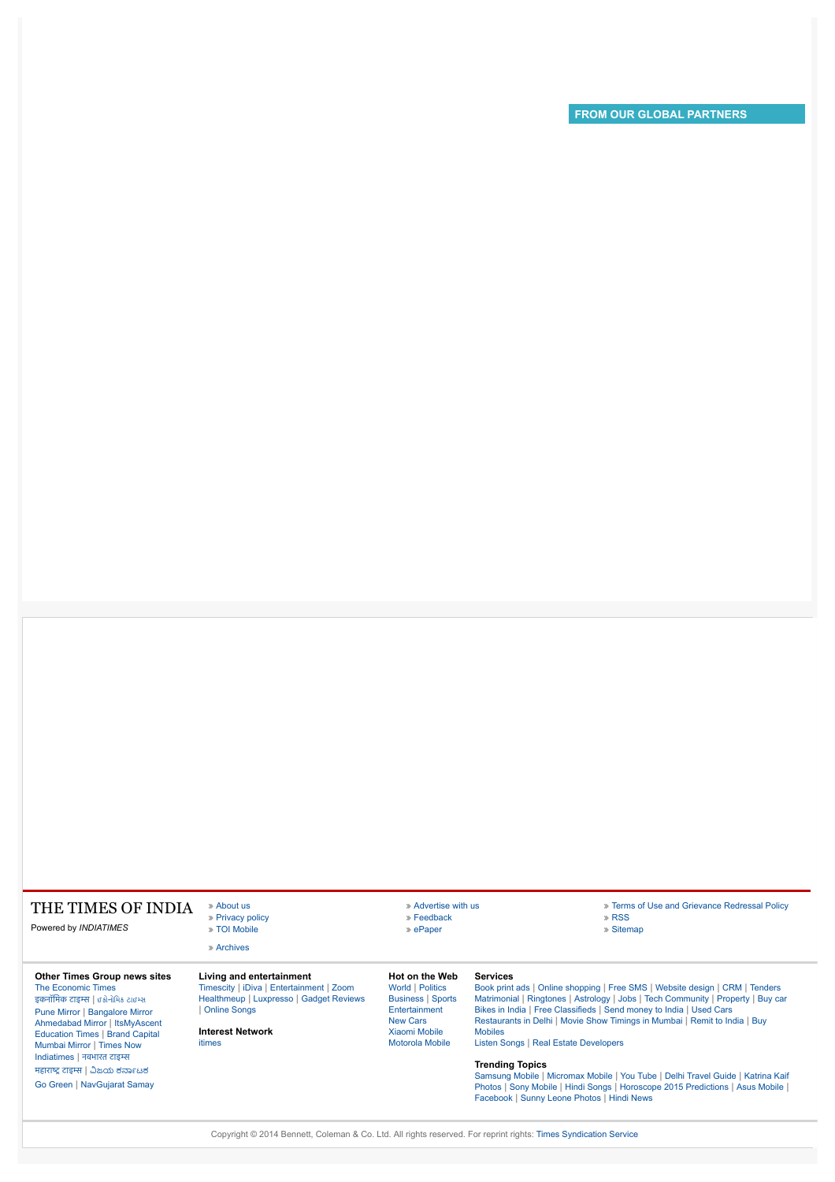FROM OUR GLOBAL PARTNERS

THE TIMES OF INDIA

Powered by *INDIATIMES*

- About us
- Privacy policy
- TOI Mobile
- Archives
- Advertise with us
- Feedback
- ePaper
- Terms of Use and Grievance Redressal Policy
- RSS
- Sitemap

**Other Times Group news sites**

The Economic Times
इकनॉमिक टाइम्स | ઇકોનોમિક ટાઇમ્સ
Pune Mirror | Bangalore Mirror
Ahmedabad Mirror | ItsMyAscent
Education Times | Brand Capital
Mumbai Mirror | Times Now
Indiatimes | नवभारत टाइम्स
महाराष्ट्र टाइम्स | ವಿಜಯ ಕರ್ನಾಟಕ
Go Green | NavGujarat Samay

**Living and entertainment**

Timescity | iDiva | Entertainment | Zoom
Healthmeup | Luxpresso | Gadget Reviews
| Online Songs

**Interest Network**

itimes

**Hot on the Web**

World | Politics
Business | Sports
Entertainment
New Cars
Xiaomi Mobile
Motorola Mobile

**Services**

Book print ads | Online shopping | Free SMS | Website design | CRM | Tenders
Matrimonial | Ringtones | Astrology | Jobs | Tech Community | Property | Buy car
Bikes in India | Free Classifieds | Send money to India | Used Cars
Restaurants in Delhi | Movie Show Timings in Mumbai | Remit to India | Buy Mobiles
Listen Songs | Real Estate Developers

**Trending Topics**

Samsung Mobile | Micromax Mobile | You Tube | Delhi Travel Guide | Katrina Kaif Photos | Sony Mobile | Hindi Songs | Horoscope 2015 Predictions | Asus Mobile | Facebook | Sunny Leone Photos | Hindi News

Copyright © 2014 Bennett, Coleman & Co. Ltd. All rights reserved. For reprint rights: Times Syndication Service